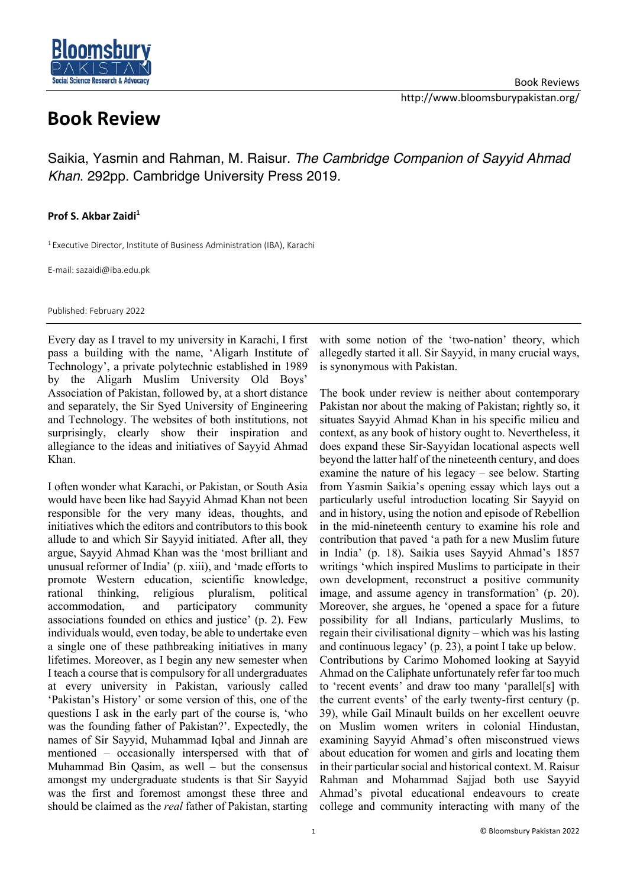# Book Review

Saikia, Yasmin and Rahman, M. Raisur. *The Cambridge Companion of Sayyid Ahmad Khan*. 292pp. Cambridge University Press 2019.

**Prof S. Akbar Zaidi**[1]

[1] Executive Director, Institute of Business Administration (IBA), Karachi

E-mail: sazaidi@iba.edu.pk

Published: February 2022

---

Every day as I travel to my university in Karachi, I first pass a building with the name, 'Aligarh Institute of Technology', a private polytechnic established in 1989 by the Aligarh Muslim University Old Boys' Association of Pakistan, followed by, at a short distance and separately, the Sir Syed University of Engineering and Technology. The websites of both institutions, not surprisingly, clearly show their inspiration and allegiance to the ideas and initiatives of Sayyid Ahmad Khan.

I often wonder what Karachi, or Pakistan, or South Asia would have been like had Sayyid Ahmad Khan not been responsible for the very many ideas, thoughts, and initiatives which the editors and contributors to this book allude to and which Sir Sayyid initiated. After all, they argue, Sayyid Ahmad Khan was the 'most brilliant and unusual reformer of India' (p. xiii), and 'made efforts to promote Western education, scientific knowledge, rational thinking, religious pluralism, political accommodation, and participatory community associations founded on ethics and justice' (p. 2). Few individuals would, even today, be able to undertake even a single one of these pathbreaking initiatives in many lifetimes. Moreover, as I begin any new semester when I teach a course that is compulsory for all undergraduates at every university in Pakistan, variously called 'Pakistan's History' or some version of this, one of the questions I ask in the early part of the course is, 'who was the founding father of Pakistan?'. Expectedly, the names of Sir Sayyid, Muhammad Iqbal and Jinnah are mentioned – occasionally interspersed with that of Muhammad Bin Qasim, as well – but the consensus amongst my undergraduate students is that Sir Sayyid was the first and foremost amongst these three and should be claimed as the *real* father of Pakistan, starting with some notion of the 'two-nation' theory, which allegedly started it all. Sir Sayyid, in many crucial ways, is synonymous with Pakistan.

The book under review is neither about contemporary Pakistan nor about the making of Pakistan; rightly so, it situates Sayyid Ahmad Khan in his specific milieu and context, as any book of history ought to. Nevertheless, it does expand these Sir-Sayyidan locational aspects well beyond the latter half of the nineteenth century, and does examine the nature of his legacy – see below. Starting from Yasmin Saikia's opening essay which lays out a particularly useful introduction locating Sir Sayyid on and in history, using the notion and episode of Rebellion in the mid-nineteenth century to examine his role and contribution that paved 'a path for a new Muslim future in India' (p. 18). Saikia uses Sayyid Ahmad's 1857 writings 'which inspired Muslims to participate in their own development, reconstruct a positive community image, and assume agency in transformation' (p. 20). Moreover, she argues, he 'opened a space for a future possibility for all Indians, particularly Muslims, to regain their civilisational dignity – which was his lasting and continuous legacy' (p. 23), a point I take up below. Contributions by Carimo Mohomed looking at Sayyid Ahmad on the Caliphate unfortunately refer far too much to 'recent events' and draw too many 'parallel[s] with the current events' of the early twenty-first century (p. 39), while Gail Minault builds on her excellent oeuvre on Muslim women writers in colonial Hindustan, examining Sayyid Ahmad's often misconstrued views about education for women and girls and locating them in their particular social and historical context. M. Raisur Rahman and Mohammad Sajjad both use Sayyid Ahmad's pivotal educational endeavours to create college and community interacting with many of the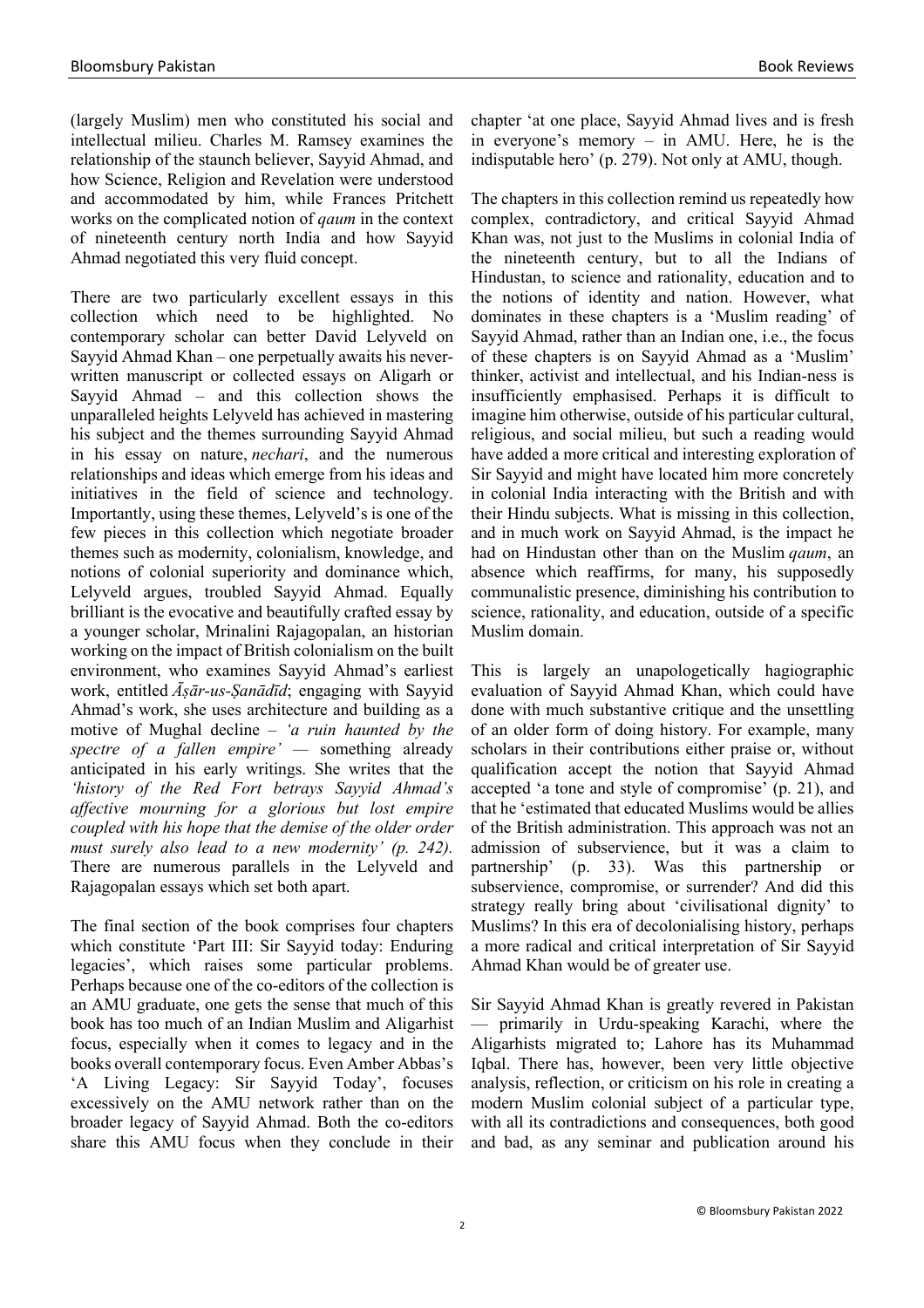(largely Muslim) men who constituted his social and intellectual milieu. Charles M. Ramsey examines the relationship of the staunch believer, Sayyid Ahmad, and how Science, Religion and Revelation were understood and accommodated by him, while Frances Pritchett works on the complicated notion of *qaum* in the context of nineteenth century north India and how Sayyid Ahmad negotiated this very fluid concept.

There are two particularly excellent essays in this collection which need to be highlighted. No contemporary scholar can better David Lelyveld on Sayyid Ahmad Khan – one perpetually awaits his never-written manuscript or collected essays on Aligarh or Sayyid Ahmad – and this collection shows the unparalleled heights Lelyveld has achieved in mastering his subject and the themes surrounding Sayyid Ahmad in his essay on nature, *nechari*, and the numerous relationships and ideas which emerge from his ideas and initiatives in the field of science and technology. Importantly, using these themes, Lelyveld's is one of the few pieces in this collection which negotiate broader themes such as modernity, colonialism, knowledge, and notions of colonial superiority and dominance which, Lelyveld argues, troubled Sayyid Ahmad. Equally brilliant is the evocative and beautifully crafted essay by a younger scholar, Mrinalini Rajagopalan, an historian working on the impact of British colonialism on the built environment, who examines Sayyid Ahmad's earliest work, entitled *Āṣār-us-Ṣanādīd*; engaging with Sayyid Ahmad's work, she uses architecture and building as a motive of Mughal decline – *'a ruin haunted by the spectre of a fallen empire'* — something already anticipated in his early writings. She writes that the *'history of the Red Fort betrays Sayyid Ahmad's affective mourning for a glorious but lost empire coupled with his hope that the demise of the older order must surely also lead to a new modernity' (p. 242).* There are numerous parallels in the Lelyveld and Rajagopalan essays which set both apart.

The final section of the book comprises four chapters which constitute 'Part III: Sir Sayyid today: Enduring legacies', which raises some particular problems. Perhaps because one of the co-editors of the collection is an AMU graduate, one gets the sense that much of this book has too much of an Indian Muslim and Aligarhist focus, especially when it comes to legacy and in the books overall contemporary focus. Even Amber Abbas's 'A Living Legacy: Sir Sayyid Today', focuses excessively on the AMU network rather than on the broader legacy of Sayyid Ahmad. Both the co-editors share this AMU focus when they conclude in their chapter 'at one place, Sayyid Ahmad lives and is fresh in everyone's memory – in AMU. Here, he is the indisputable hero' (p. 279). Not only at AMU, though.

The chapters in this collection remind us repeatedly how complex, contradictory, and critical Sayyid Ahmad Khan was, not just to the Muslims in colonial India of the nineteenth century, but to all the Indians of Hindustan, to science and rationality, education and to the notions of identity and nation. However, what dominates in these chapters is a 'Muslim reading' of Sayyid Ahmad, rather than an Indian one, i.e., the focus of these chapters is on Sayyid Ahmad as a 'Muslim' thinker, activist and intellectual, and his Indian-ness is insufficiently emphasised. Perhaps it is difficult to imagine him otherwise, outside of his particular cultural, religious, and social milieu, but such a reading would have added a more critical and interesting exploration of Sir Sayyid and might have located him more concretely in colonial India interacting with the British and with their Hindu subjects. What is missing in this collection, and in much work on Sayyid Ahmad, is the impact he had on Hindustan other than on the Muslim *qaum*, an absence which reaffirms, for many, his supposedly communalistic presence, diminishing his contribution to science, rationality, and education, outside of a specific Muslim domain.

This is largely an unapologetically hagiographic evaluation of Sayyid Ahmad Khan, which could have done with much substantive critique and the unsettling of an older form of doing history. For example, many scholars in their contributions either praise or, without qualification accept the notion that Sayyid Ahmad accepted 'a tone and style of compromise' (p. 21), and that he 'estimated that educated Muslims would be allies of the British administration. This approach was not an admission of subservience, but it was a claim to partnership' (p. 33). Was this partnership or subservience, compromise, or surrender? And did this strategy really bring about 'civilisational dignity' to Muslims? In this era of decolonialising history, perhaps a more radical and critical interpretation of Sir Sayyid Ahmad Khan would be of greater use.

Sir Sayyid Ahmad Khan is greatly revered in Pakistan — primarily in Urdu-speaking Karachi, where the Aligarhists migrated to; Lahore has its Muhammad Iqbal. There has, however, been very little objective analysis, reflection, or criticism on his role in creating a modern Muslim colonial subject of a particular type, with all its contradictions and consequences, both good and bad, as any seminar and publication around his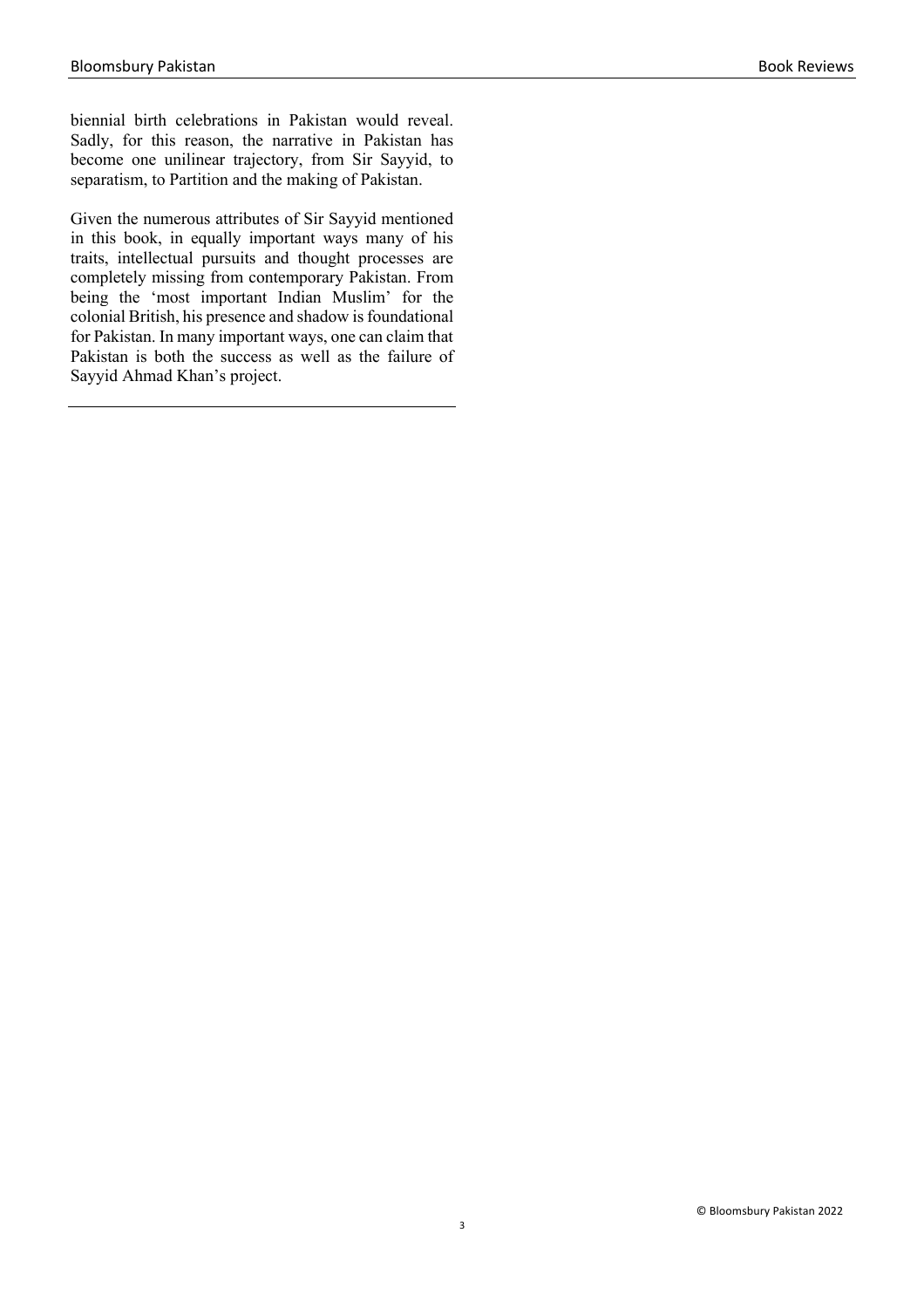biennial birth celebrations in Pakistan would reveal. Sadly, for this reason, the narrative in Pakistan has become one unilinear trajectory, from Sir Sayyid, to separatism, to Partition and the making of Pakistan.

Given the numerous attributes of Sir Sayyid mentioned in this book, in equally important ways many of his traits, intellectual pursuits and thought processes are completely missing from contemporary Pakistan. From being the 'most important Indian Muslim' for the colonial British, his presence and shadow is foundational for Pakistan. In many important ways, one can claim that Pakistan is both the success as well as the failure of Sayyid Ahmad Khan's project.

---

© Bloomsbury Pakistan 2022